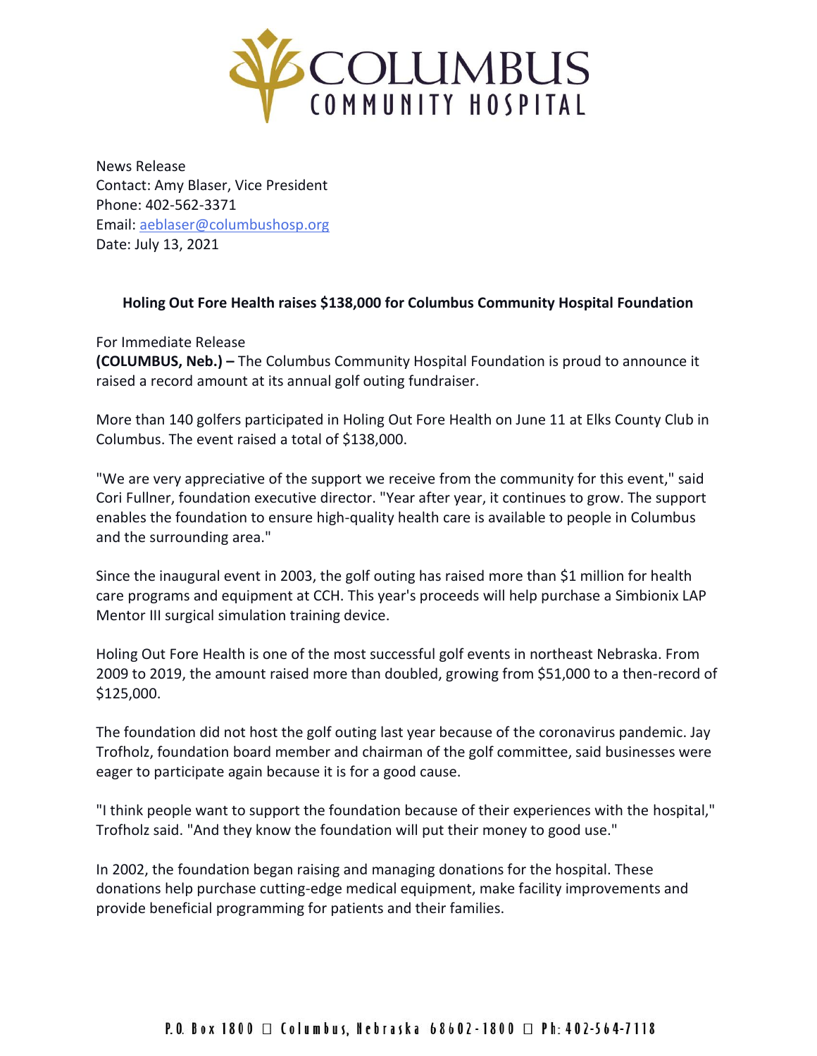# COLUMBUS COMMUNITY HOSPITAL

News Release
Contact: Amy Blaser, Vice President
Phone: 402-562-3371
Email: aeblaser@columbushosp.org
Date: July 13, 2021

## Holing Out Fore Health raises $138,000 for Columbus Community Hospital Foundation

For Immediate Release
**(COLUMBUS, Neb.) –** The Columbus Community Hospital Foundation is proud to announce it raised a record amount at its annual golf outing fundraiser.

More than 140 golfers participated in Holing Out Fore Health on June 11 at Elks County Club in Columbus. The event raised a total of $138,000.

"We are very appreciative of the support we receive from the community for this event," said Cori Fullner, foundation executive director. "Year after year, it continues to grow. The support enables the foundation to ensure high-quality health care is available to people in Columbus and the surrounding area."

Since the inaugural event in 2003, the golf outing has raised more than $1 million for health care programs and equipment at CCH. This year's proceeds will help purchase a Simbionix LAP Mentor III surgical simulation training device.

Holing Out Fore Health is one of the most successful golf events in northeast Nebraska. From 2009 to 2019, the amount raised more than doubled, growing from $51,000 to a then-record of $125,000.

The foundation did not host the golf outing last year because of the coronavirus pandemic. Jay Trofholz, foundation board member and chairman of the golf committee, said businesses were eager to participate again because it is for a good cause.

"I think people want to support the foundation because of their experiences with the hospital," Trofholz said. "And they know the foundation will put their money to good use."

In 2002, the foundation began raising and managing donations for the hospital. These donations help purchase cutting-edge medical equipment, make facility improvements and provide beneficial programming for patients and their families.

P.O. Box 1800 □ Columbus, Nebraska 68602-1800 □ Ph: 402-564-7118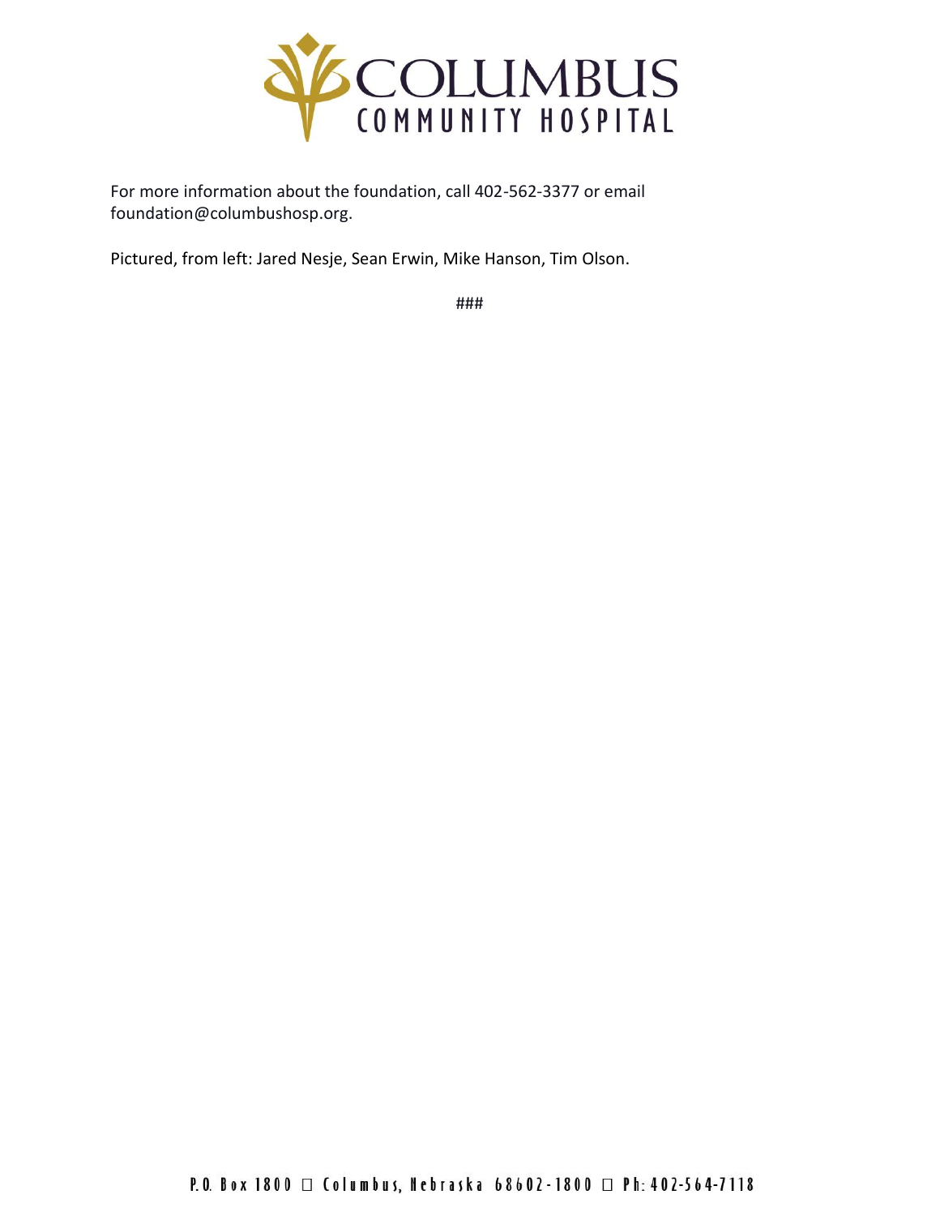For more information about the foundation, call 402-562-3377 or email foundation@columbushosp.org.

Pictured, from left: Jared Nesje, Sean Erwin, Mike Hanson, Tim Olson.

###